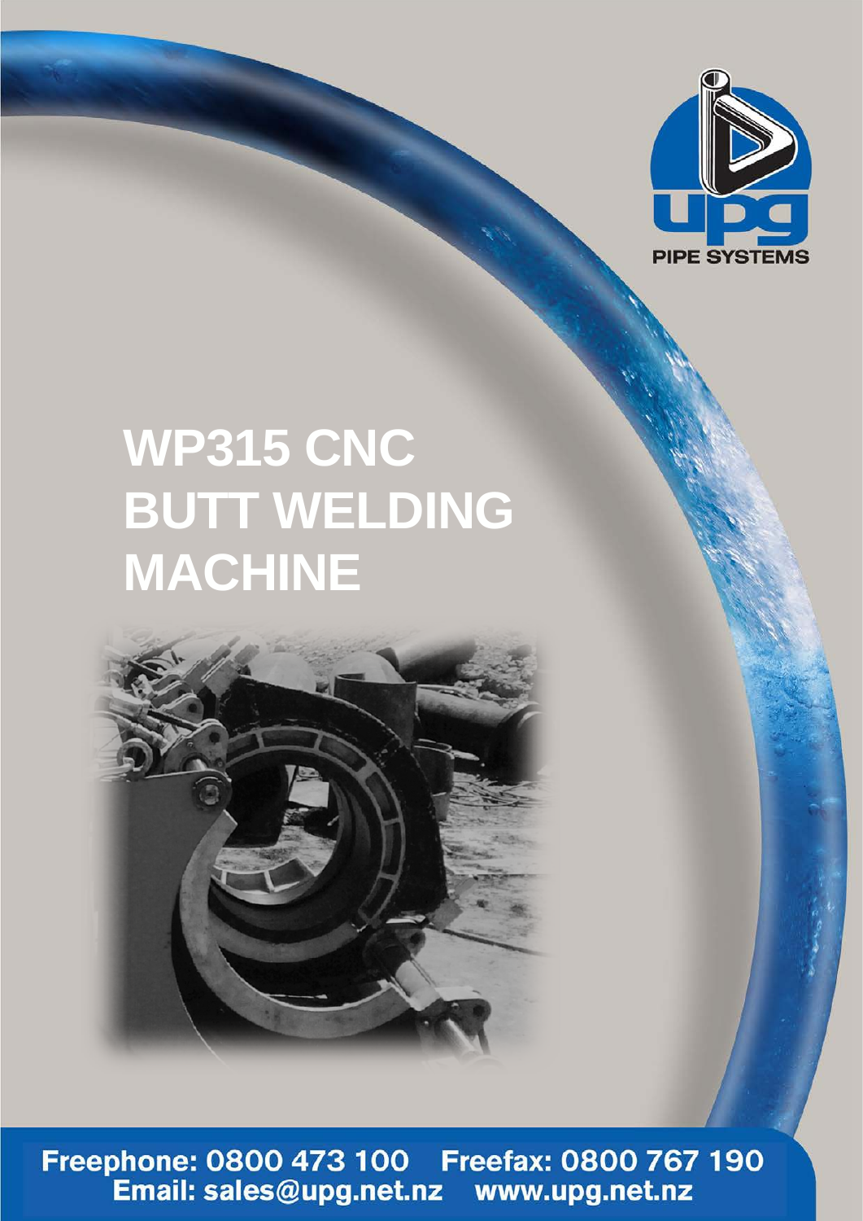upg PIPE SYSTEMS

# WP315 CNC BUTT WELDING MACHINE

Freephone: 0800 473 100 Freefax: 0800 767 190
Email: sales@upg.net.nz www.upg.net.nz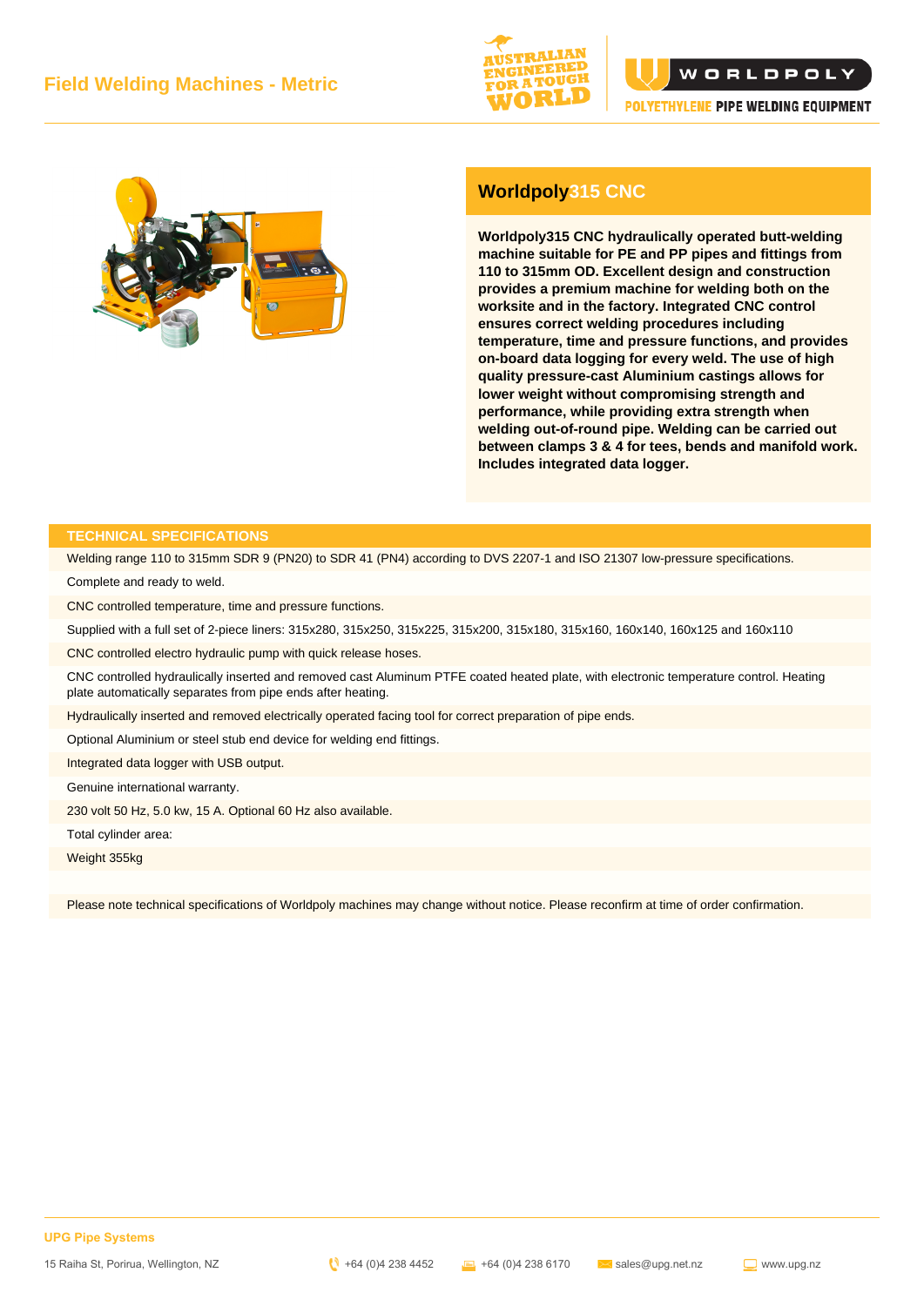# Field Welding Machines - Metric

## Worldpoly315 CNC

**Worldpoly315 CNC hydraulically operated butt-welding machine suitable for PE and PP pipes and fittings from 110 to 315mm OD. Excellent design and construction provides a premium machine for welding both on the worksite and in the factory. Integrated CNC control ensures correct welding procedures including temperature, time and pressure functions, and provides on-board data logging for every weld. The use of high quality pressure-cast Aluminium castings allows for lower weight without compromising strength and performance, while providing extra strength when welding out-of-round pipe. Welding can be carried out between clamps 3 & 4 for tees, bends and manifold work. Includes integrated data logger.**

### TECHNICAL SPECIFICATIONS

Welding range 110 to 315mm SDR 9 (PN20) to SDR 41 (PN4) according to DVS 2207-1 and ISO 21307 low-pressure specifications.

Complete and ready to weld.

CNC controlled temperature, time and pressure functions.

Supplied with a full set of 2-piece liners: 315x280, 315x250, 315x225, 315x200, 315x180, 315x160, 160x140, 160x125 and 160x110

CNC controlled electro hydraulic pump with quick release hoses.

CNC controlled hydraulically inserted and removed cast Aluminum PTFE coated heated plate, with electronic temperature control. Heating plate automatically separates from pipe ends after heating.

Hydraulically inserted and removed electrically operated facing tool for correct preparation of pipe ends.

Optional Aluminium or steel stub end device for welding end fittings.

Integrated data logger with USB output.

Genuine international warranty.

230 volt 50 Hz, 5.0 kw, 15 A. Optional 60 Hz also available.

Total cylinder area:

Weight 355kg

Please note technical specifications of Worldpoly machines may change without notice. Please reconfirm at time of order confirmation.